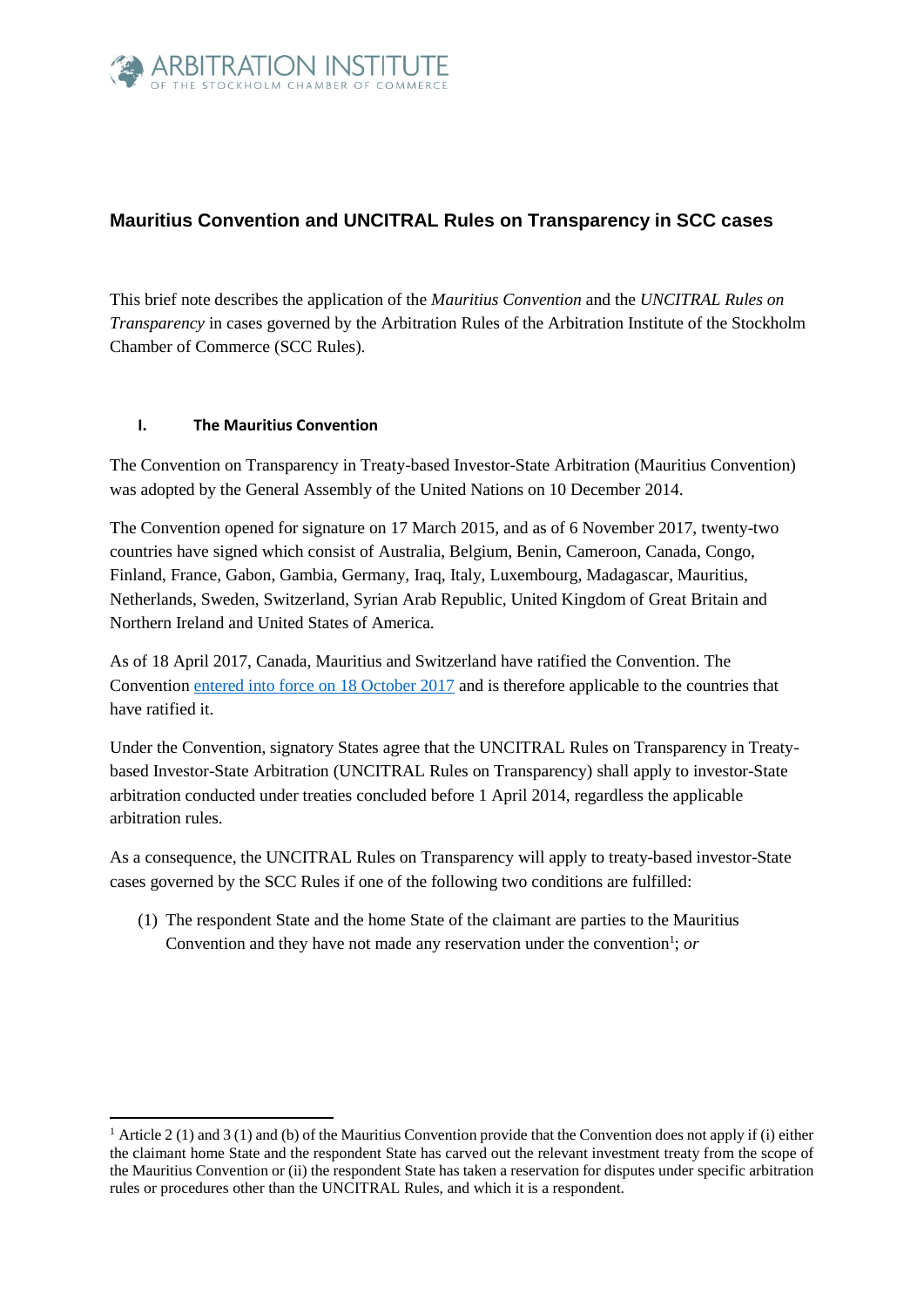## Mauritius Convention and UNCITRAL Rules on Transparency in SCC cases

This brief note describes the application of the *Mauritius Convention* and the *UNCITRAL Rules on Transparency* in cases governed by the Arbitration Rules of the Arbitration Institute of the Stockholm Chamber of Commerce (SCC Rules).

### I. The Mauritius Convention

The Convention on Transparency in Treaty-based Investor-State Arbitration (Mauritius Convention) was adopted by the General Assembly of the United Nations on 10 December 2014.

The Convention opened for signature on 17 March 2015, and as of 6 November 2017, twenty-two countries have signed which consist of Australia, Belgium, Benin, Cameroon, Canada, Congo, Finland, France, Gabon, Gambia, Germany, Iraq, Italy, Luxembourg, Madagascar, Mauritius, Netherlands, Sweden, Switzerland, Syrian Arab Republic, United Kingdom of Great Britain and Northern Ireland and United States of America.

As of 18 April 2017, Canada, Mauritius and Switzerland have ratified the Convention. The Convention entered into force on 18 October 2017 and is therefore applicable to the countries that have ratified it.

Under the Convention, signatory States agree that the UNCITRAL Rules on Transparency in Treaty-based Investor-State Arbitration (UNCITRAL Rules on Transparency) shall apply to investor-State arbitration conducted under treaties concluded before 1 April 2014, regardless the applicable arbitration rules.

As a consequence, the UNCITRAL Rules on Transparency will apply to treaty-based investor-State cases governed by the SCC Rules if one of the following two conditions are fulfilled:

(1) The respondent State and the home State of the claimant are parties to the Mauritius Convention and they have not made any reservation under the convention[1]; *or*

[1] Article 2 (1) and 3 (1) and (b) of the Mauritius Convention provide that the Convention does not apply if (i) either the claimant home State and the respondent State has carved out the relevant investment treaty from the scope of the Mauritius Convention or (ii) the respondent State has taken a reservation for disputes under specific arbitration rules or procedures other than the UNCITRAL Rules, and which it is a respondent.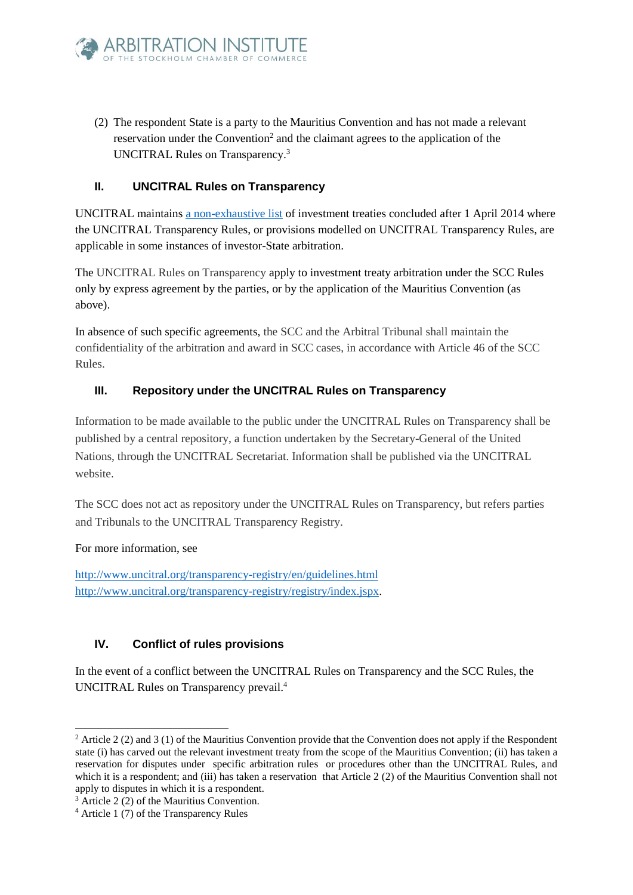(2) The respondent State is a party to the Mauritius Convention and has not made a relevant reservation under the Convention[2] and the claimant agrees to the application of the UNCITRAL Rules on Transparency.[3]

## II. UNCITRAL Rules on Transparency

UNCITRAL maintains [a non-exhaustive list] of investment treaties concluded after 1 April 2014 where the UNCITRAL Transparency Rules, or provisions modelled on UNCITRAL Transparency Rules, are applicable in some instances of investor-State arbitration.

The UNCITRAL Rules on Transparency apply to investment treaty arbitration under the SCC Rules only by express agreement by the parties, or by the application of the Mauritius Convention (as above).

In absence of such specific agreements, the SCC and the Arbitral Tribunal shall maintain the confidentiality of the arbitration and award in SCC cases, in accordance with Article 46 of the SCC Rules.

## III. Repository under the UNCITRAL Rules on Transparency

Information to be made available to the public under the UNCITRAL Rules on Transparency shall be published by a central repository, a function undertaken by the Secretary-General of the United Nations, through the UNCITRAL Secretariat. Information shall be published via the UNCITRAL website.

The SCC does not act as repository under the UNCITRAL Rules on Transparency, but refers parties and Tribunals to the UNCITRAL Transparency Registry.

For more information, see

http://www.uncitral.org/transparency-registry/en/guidelines.html
http://www.uncitral.org/transparency-registry/registry/index.jspx.

## IV. Conflict of rules provisions

In the event of a conflict between the UNCITRAL Rules on Transparency and the SCC Rules, the UNCITRAL Rules on Transparency prevail.[4]

---

[2] Article 2 (2) and 3 (1) of the Mauritius Convention provide that the Convention does not apply if the Respondent state (i) has carved out the relevant investment treaty from the scope of the Mauritius Convention; (ii) has taken a reservation for disputes under specific arbitration rules or procedures other than the UNCITRAL Rules, and which it is a respondent; and (iii) has taken a reservation that Article 2 (2) of the Mauritius Convention shall not apply to disputes in which it is a respondent.

[3] Article 2 (2) of the Mauritius Convention.

[4] Article 1 (7) of the Transparency Rules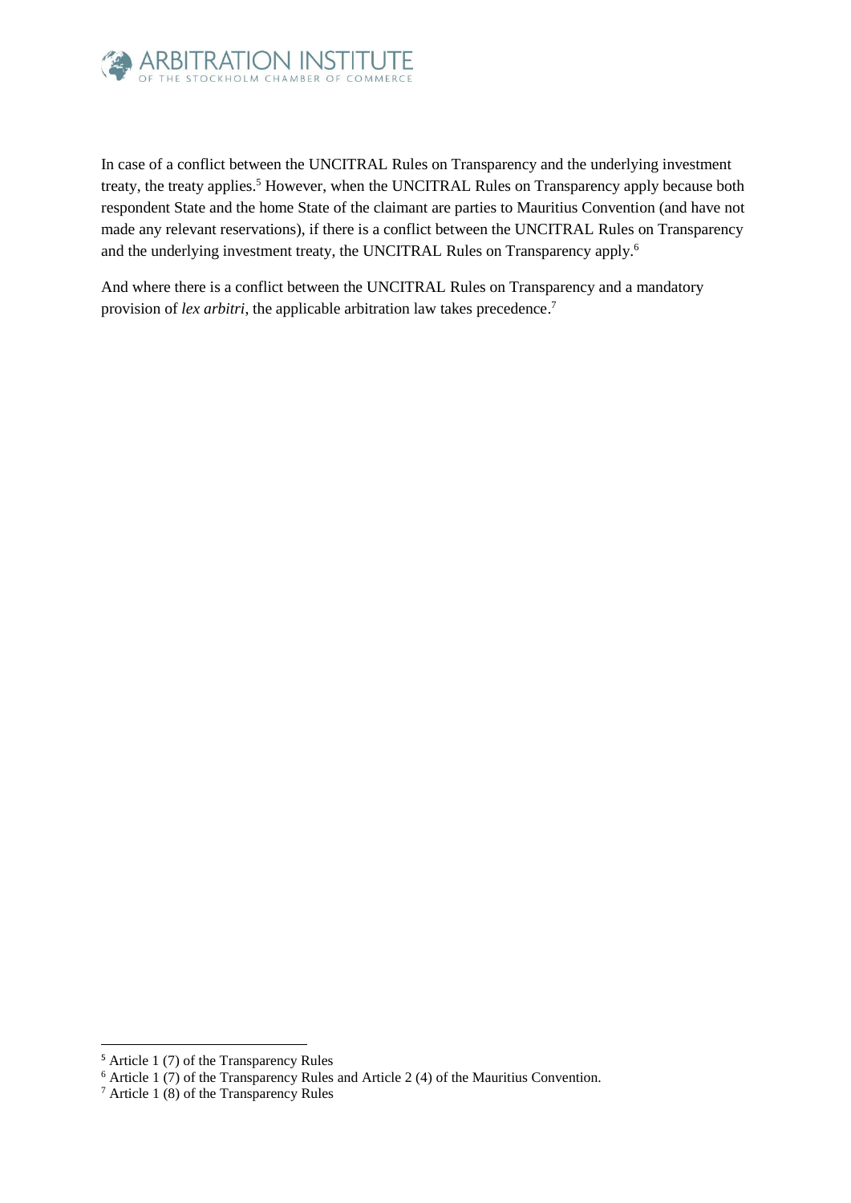In case of a conflict between the UNCITRAL Rules on Transparency and the underlying investment treaty, the treaty applies.[5] However, when the UNCITRAL Rules on Transparency apply because both respondent State and the home State of the claimant are parties to Mauritius Convention (and have not made any relevant reservations), if there is a conflict between the UNCITRAL Rules on Transparency and the underlying investment treaty, the UNCITRAL Rules on Transparency apply.[6]

And where there is a conflict between the UNCITRAL Rules on Transparency and a mandatory provision of *lex arbitri*, the applicable arbitration law takes precedence.[7]

---

[5] Article 1 (7) of the Transparency Rules

[6] Article 1 (7) of the Transparency Rules and Article 2 (4) of the Mauritius Convention.

[7] Article 1 (8) of the Transparency Rules